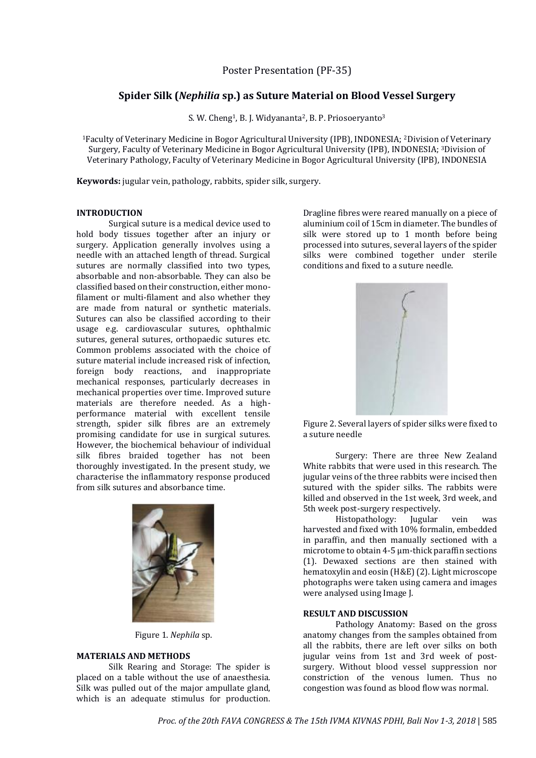Poster Presentation (PF-35)

# Spider Silk (*Nephilia* sp.) as Suture Material on Blood Vessel Surgery

S. W. Cheng[1], B. J. Widyananta[2], B. P. Priosoeryanto[3]

[1]Faculty of Veterinary Medicine in Bogor Agricultural University (IPB), INDONESIA; [2]Division of Veterinary Surgery, Faculty of Veterinary Medicine in Bogor Agricultural University (IPB), INDONESIA; [3]Division of Veterinary Pathology, Faculty of Veterinary Medicine in Bogor Agricultural University (IPB), INDONESIA

**Keywords:** jugular vein, pathology, rabbits, spider silk, surgery.

## INTRODUCTION

Surgical suture is a medical device used to hold body tissues together after an injury or surgery. Application generally involves using a needle with an attached length of thread. Surgical sutures are normally classified into two types, absorbable and non-absorbable. They can also be classified based on their construction, either mono-filament or multi-filament and also whether they are made from natural or synthetic materials. Sutures can also be classified according to their usage e.g. cardiovascular sutures, ophthalmic sutures, general sutures, orthopaedic sutures etc. Common problems associated with the choice of suture material include increased risk of infection, foreign body reactions, and inappropriate mechanical responses, particularly decreases in mechanical properties over time. Improved suture materials are therefore needed. As a high-performance material with excellent tensile strength, spider silk fibres are an extremely promising candidate for use in surgical sutures. However, the biochemical behaviour of individual silk fibres braided together has not been thoroughly investigated. In the present study, we characterise the inflammatory response produced from silk sutures and absorbance time.

Figure 1. *Nephila* sp.

## MATERIALS AND METHODS

Silk Rearing and Storage: The spider is placed on a table without the use of anaesthesia. Silk was pulled out of the major ampullate gland, which is an adequate stimulus for production. Dragline fibres were reared manually on a piece of aluminium coil of 15cm in diameter. The bundles of silk were stored up to 1 month before being processed into sutures, several layers of the spider silks were combined together under sterile conditions and fixed to a suture needle.

Figure 2. Several layers of spider silks were fixed to a suture needle

Surgery: There are three New Zealand White rabbits that were used in this research. The jugular veins of the three rabbits were incised then sutured with the spider silks. The rabbits were killed and observed in the 1st week, 3rd week, and 5th week post-surgery respectively.

Histopathology: Jugular vein was harvested and fixed with 10% formalin, embedded in paraffin, and then manually sectioned with a microtome to obtain 4-5 µm-thick paraffin sections (1). Dewaxed sections are then stained with hematoxylin and eosin (H&E) (2). Light microscope photographs were taken using camera and images were analysed using Image J.

## RESULT AND DISCUSSION

Pathology Anatomy: Based on the gross anatomy changes from the samples obtained from all the rabbits, there are left over silks on both jugular veins from 1st and 3rd week of post-surgery. Without blood vessel suppression nor constriction of the venous lumen. Thus no congestion was found as blood flow was normal.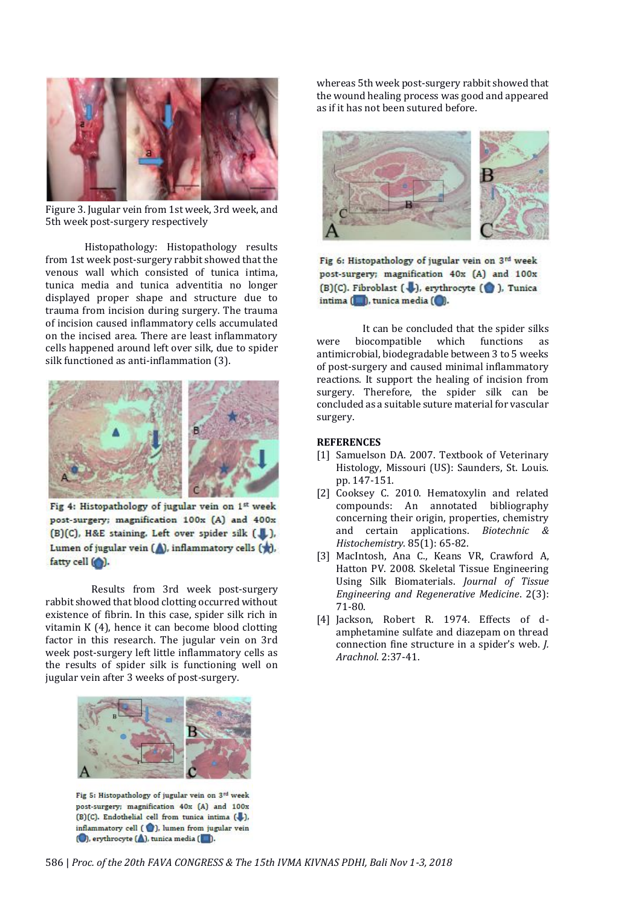Figure 3. Jugular vein from 1st week, 3rd week, and 5th week post-surgery respectively

Histopathology: Histopathology results from 1st week post-surgery rabbit showed that the venous wall which consisted of tunica intima, tunica media and tunica adventitia no longer displayed proper shape and structure due to trauma from incision during surgery. The trauma of incision caused inflammatory cells accumulated on the incised area. There are least inflammatory cells happened around left over silk, due to spider silk functioned as anti-inflammation (3).

Fig 4: Histopathology of jugular vein on 1st week post-surgery; magnification 100x (A) and 400x (B)(C), H&E staining. Left over spider silk (⬇), Lumen of jugular vein (▲), inflammatory cells (★), fatty cell (⬟).

Results from 3rd week post-surgery rabbit showed that blood clotting occurred without existence of fibrin. In this case, spider silk rich in vitamin K (4), hence it can become blood clotting factor in this research. The jugular vein on 3rd week post-surgery left little inflammatory cells as the results of spider silk is functioning well on jugular vein after 3 weeks of post-surgery.

Fig 5: Histopathology of jugular vein on 3rd week post-surgery; magnification 40x (A) and 100x (B)(C). Endothelial cell from tunica intima (⬇), inflammatory cell (⬟), lumen from jugular vein (●), erythrocyte (▲), tunica media (■).

whereas 5th week post-surgery rabbit showed that the wound healing process was good and appeared as if it has not been sutured before.

Fig 6: Histopathology of jugular vein on 3rd week post-surgery; magnification 40x (A) and 100x (B)(C). Fibroblast (⬇), erythrocyte (⬟), Tunica intima (■), tunica media (●).

It can be concluded that the spider silks were biocompatible which functions as antimicrobial, biodegradable between 3 to 5 weeks of post-surgery and caused minimal inflammatory reactions. It support the healing of incision from surgery. Therefore, the spider silk can be concluded as a suitable suture material for vascular surgery.

## REFERENCES

[1] Samuelson DA. 2007. Textbook of Veterinary Histology, Missouri (US): Saunders, St. Louis. pp. 147-151.

[2] Cooksey C. 2010. Hematoxylin and related compounds: An annotated bibliography concerning their origin, properties, chemistry and certain applications. *Biotechnic & Histochemistry*. 85(1): 65-82.

[3] MacIntosh, Ana C., Keans VR, Crawford A, Hatton PV. 2008. Skeletal Tissue Engineering Using Silk Biomaterials. *Journal of Tissue Engineering and Regenerative Medicine*. 2(3): 71-80.

[4] Jackson, Robert R. 1974. Effects of d-amphetamine sulfate and diazepam on thread connection fine structure in a spider's web. *J. Arachnol*. 2:37-41.